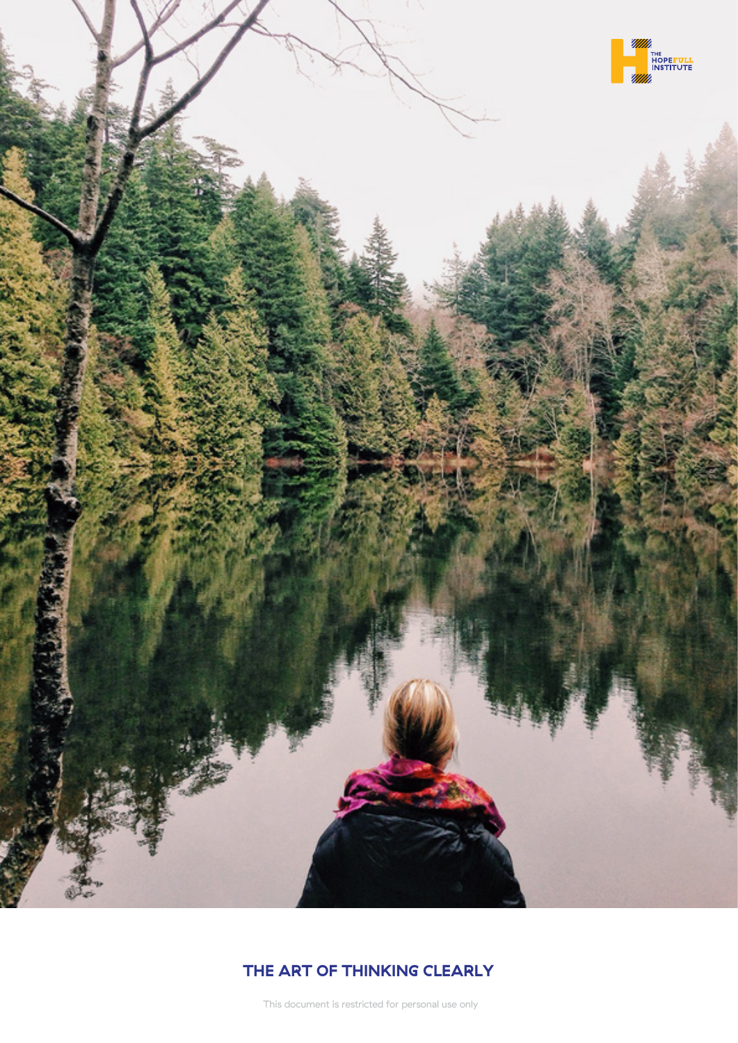THE HOPEFULL INSTITUTE

# THE ART OF THINKING CLEARLY

This document is restricted for personal use only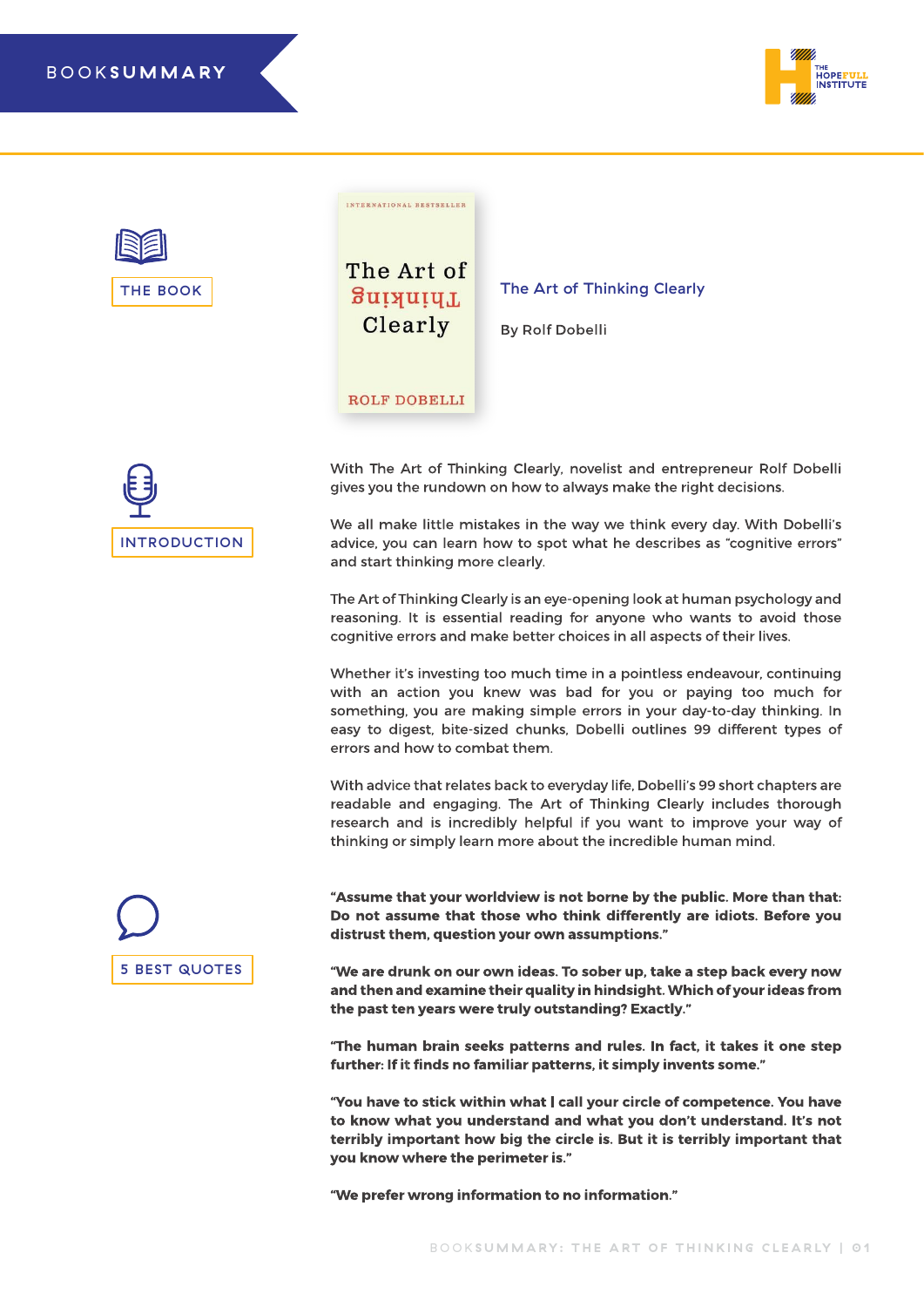# BOOK SUMMARY

THE HOPEFULL INSTITUTE

## THE BOOK

**The Art of Thinking Clearly**

By Rolf Dobelli

## INTRODUCTION

With The Art of Thinking Clearly, novelist and entrepreneur Rolf Dobelli gives you the rundown on how to always make the right decisions.

We all make little mistakes in the way we think every day. With Dobelli's advice, you can learn how to spot what he describes as "cognitive errors" and start thinking more clearly.

The Art of Thinking Clearly is an eye-opening look at human psychology and reasoning. It is essential reading for anyone who wants to avoid those cognitive errors and make better choices in all aspects of their lives.

Whether it's investing too much time in a pointless endeavour, continuing with an action you knew was bad for you or paying too much for something, you are making simple errors in your day-to-day thinking. In easy to digest, bite-sized chunks, Dobelli outlines 99 different types of errors and how to combat them.

With advice that relates back to everyday life, Dobelli's 99 short chapters are readable and engaging. The Art of Thinking Clearly includes thorough research and is incredibly helpful if you want to improve your way of thinking or simply learn more about the incredible human mind.

## 5 BEST QUOTES

**"Assume that your worldview is not borne by the public. More than that: Do not assume that those who think differently are idiots. Before you distrust them, question your own assumptions."**

**"We are drunk on our own ideas. To sober up, take a step back every now and then and examine their quality in hindsight. Which of your ideas from the past ten years were truly outstanding? Exactly."**

**"The human brain seeks patterns and rules. In fact, it takes it one step further: If it finds no familiar patterns, it simply invents some."**

**"You have to stick within what I call your circle of competence. You have to know what you understand and what you don't understand. It's not terribly important how big the circle is. But it is terribly important that you know where the perimeter is."**

**"We prefer wrong information to no information."**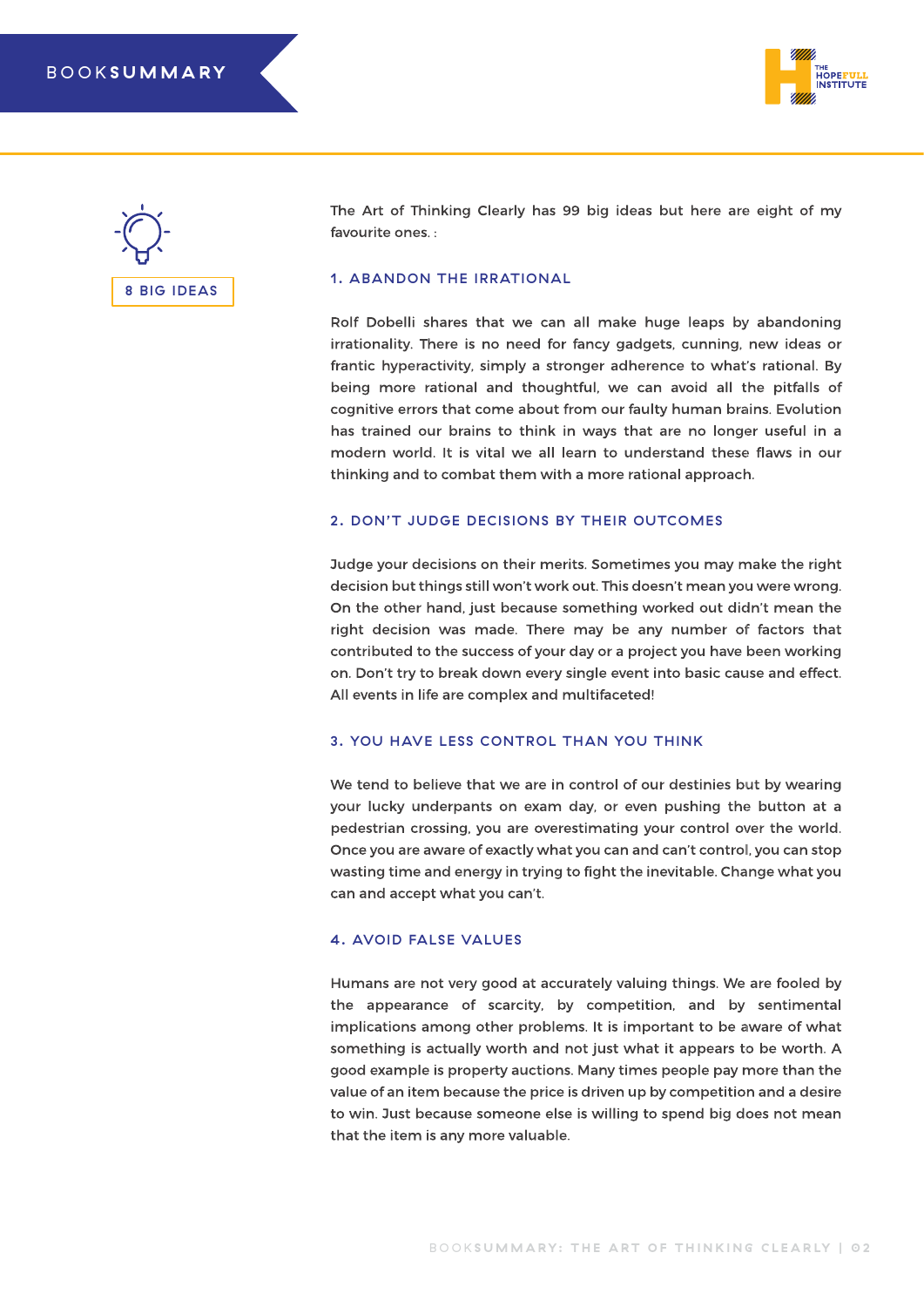## 8 BIG IDEAS

The Art of Thinking Clearly has 99 big ideas but here are eight of my favourite ones. :

### 1. ABANDON THE IRRATIONAL

Rolf Dobelli shares that we can all make huge leaps by abandoning irrationality. There is no need for fancy gadgets, cunning, new ideas or frantic hyperactivity, simply a stronger adherence to what's rational. By being more rational and thoughtful, we can avoid all the pitfalls of cognitive errors that come about from our faulty human brains. Evolution has trained our brains to think in ways that are no longer useful in a modern world. It is vital we all learn to understand these flaws in our thinking and to combat them with a more rational approach.

### 2. DON'T JUDGE DECISIONS BY THEIR OUTCOMES

Judge your decisions on their merits. Sometimes you may make the right decision but things still won't work out. This doesn't mean you were wrong. On the other hand, just because something worked out didn't mean the right decision was made. There may be any number of factors that contributed to the success of your day or a project you have been working on. Don't try to break down every single event into basic cause and effect. All events in life are complex and multifaceted!

### 3. YOU HAVE LESS CONTROL THAN YOU THINK

We tend to believe that we are in control of our destinies but by wearing your lucky underpants on exam day, or even pushing the button at a pedestrian crossing, you are overestimating your control over the world. Once you are aware of exactly what you can and can't control, you can stop wasting time and energy in trying to fight the inevitable. Change what you can and accept what you can't.

### 4. AVOID FALSE VALUES

Humans are not very good at accurately valuing things. We are fooled by the appearance of scarcity, by competition, and by sentimental implications among other problems. It is important to be aware of what something is actually worth and not just what it appears to be worth. A good example is property auctions. Many times people pay more than the value of an item because the price is driven up by competition and a desire to win. Just because someone else is willing to spend big does not mean that the item is any more valuable.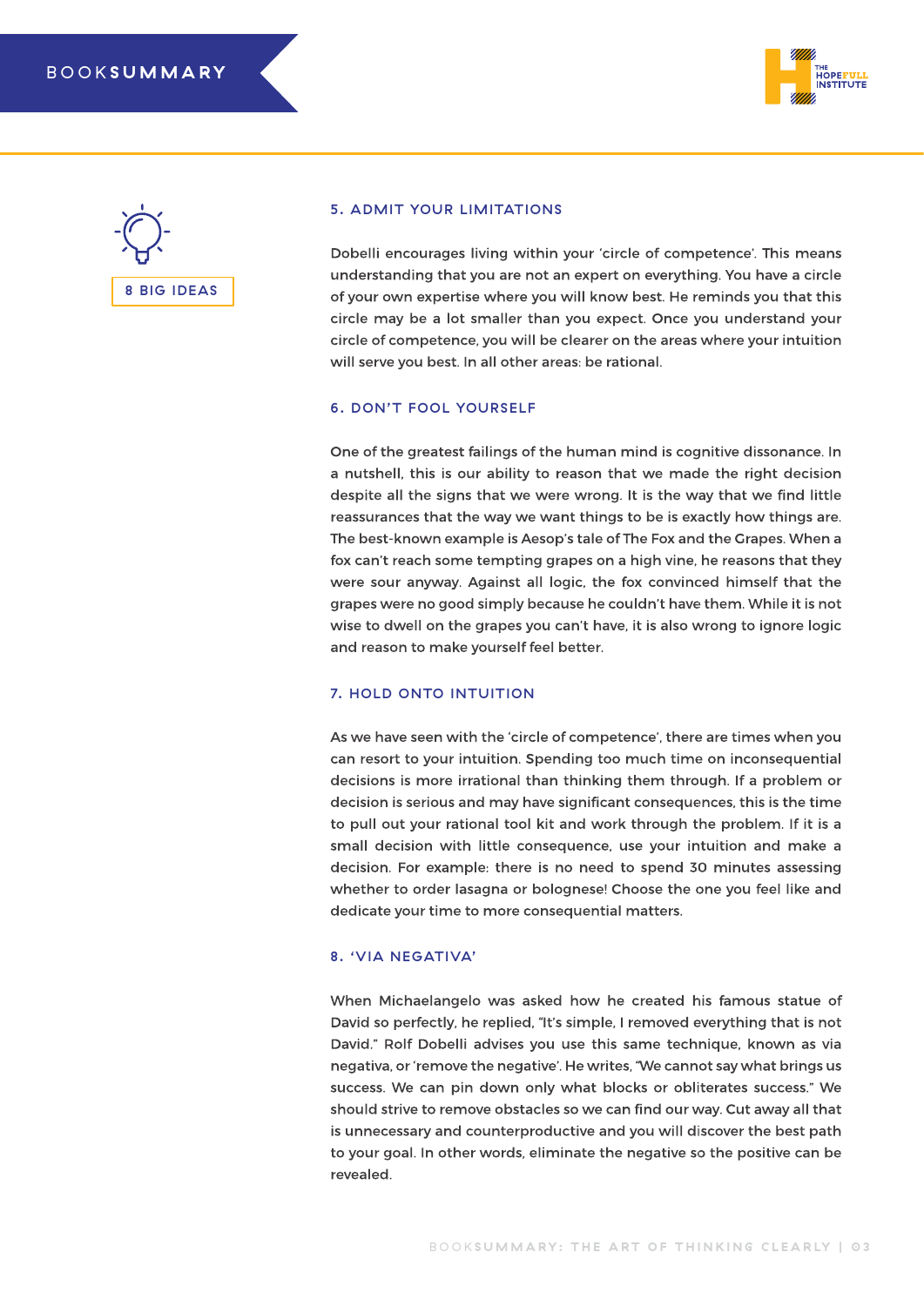8 BIG IDEAS

### 5. ADMIT YOUR LIMITATIONS

Dobelli encourages living within your 'circle of competence'. This means understanding that you are not an expert on everything. You have a circle of your own expertise where you will know best. He reminds you that this circle may be a lot smaller than you expect. Once you understand your circle of competence, you will be clearer on the areas where your intuition will serve you best. In all other areas: be rational.

### 6. DON'T FOOL YOURSELF

One of the greatest failings of the human mind is cognitive dissonance. In a nutshell, this is our ability to reason that we made the right decision despite all the signs that we were wrong. It is the way that we find little reassurances that the way we want things to be is exactly how things are. The best-known example is Aesop's tale of The Fox and the Grapes. When a fox can't reach some tempting grapes on a high vine, he reasons that they were sour anyway. Against all logic, the fox convinced himself that the grapes were no good simply because he couldn't have them. While it is not wise to dwell on the grapes you can't have, it is also wrong to ignore logic and reason to make yourself feel better.

### 7. HOLD ONTO INTUITION

As we have seen with the 'circle of competence', there are times when you can resort to your intuition. Spending too much time on inconsequential decisions is more irrational than thinking them through. If a problem or decision is serious and may have significant consequences, this is the time to pull out your rational tool kit and work through the problem. If it is a small decision with little consequence, use your intuition and make a decision. For example: there is no need to spend 30 minutes assessing whether to order lasagna or bolognese! Choose the one you feel like and dedicate your time to more consequential matters.

### 8. 'VIA NEGATIVA'

When Michaelangelo was asked how he created his famous statue of David so perfectly, he replied, "It's simple, I removed everything that is not David." Rolf Dobelli advises you use this same technique, known as via negativa, or 'remove the negative'. He writes, "We cannot say what brings us success. We can pin down only what blocks or obliterates success." We should strive to remove obstacles so we can find our way. Cut away all that is unnecessary and counterproductive and you will discover the best path to your goal. In other words, eliminate the negative so the positive can be revealed.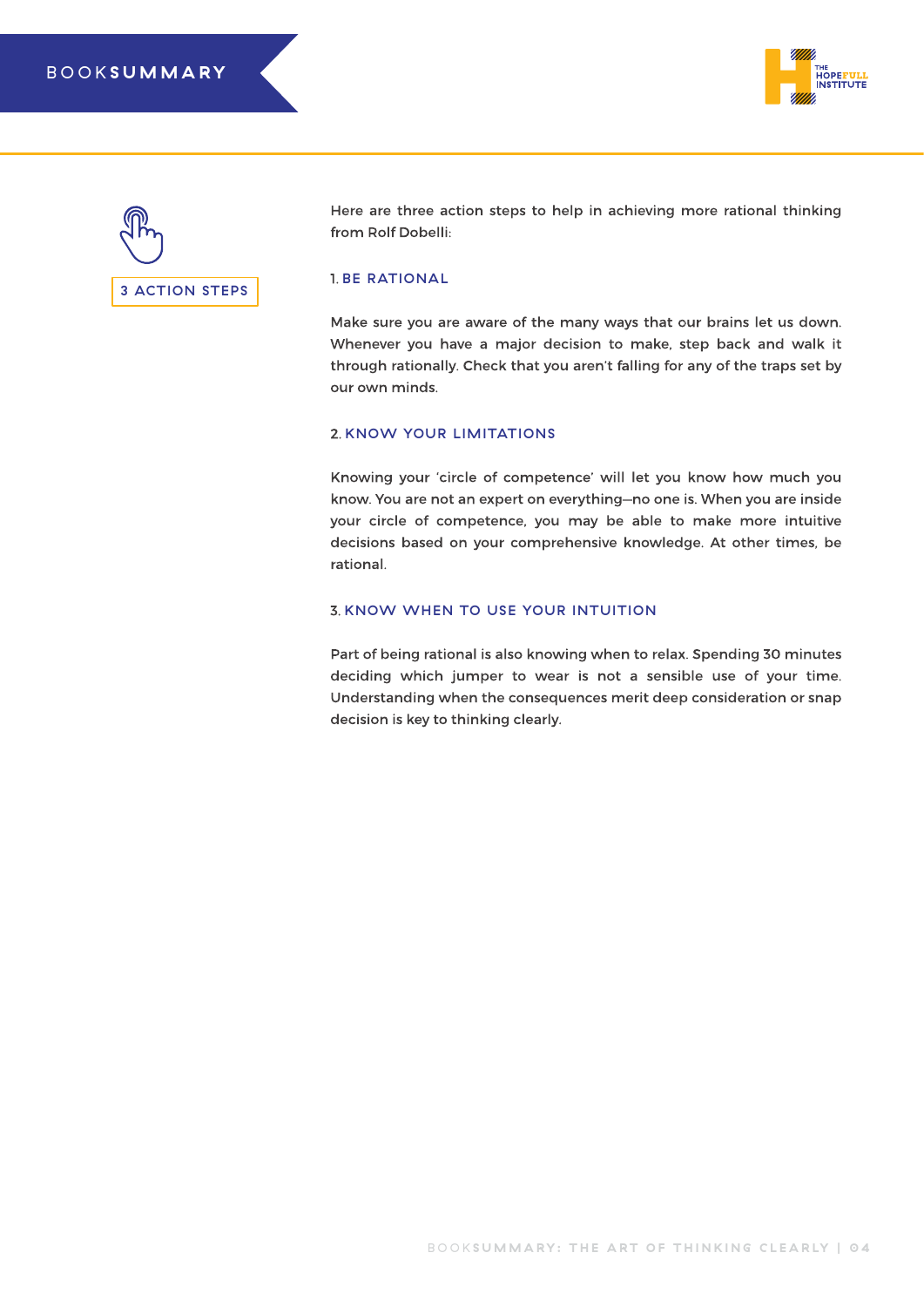## 3 ACTION STEPS

Here are three action steps to help in achieving more rational thinking from Rolf Dobelli:

### 1. BE RATIONAL

Make sure you are aware of the many ways that our brains let us down. Whenever you have a major decision to make, step back and walk it through rationally. Check that you aren't falling for any of the traps set by our own minds.

### 2. KNOW YOUR LIMITATIONS

Knowing your 'circle of competence' will let you know how much you know. You are not an expert on everything—no one is. When you are inside your circle of competence, you may be able to make more intuitive decisions based on your comprehensive knowledge. At other times, be rational.

### 3. KNOW WHEN TO USE YOUR INTUITION

Part of being rational is also knowing when to relax. Spending 30 minutes deciding which jumper to wear is not a sensible use of your time. Understanding when the consequences merit deep consideration or snap decision is key to thinking clearly.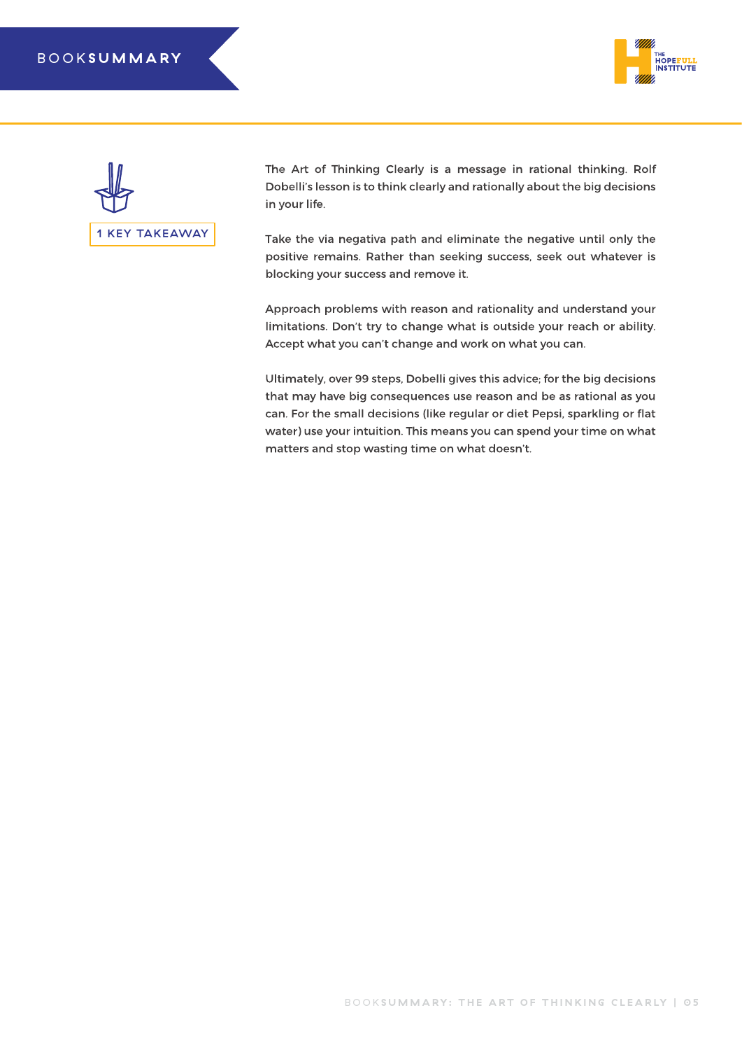## 1 KEY TAKEAWAY

The Art of Thinking Clearly is a message in rational thinking. Rolf Dobelli's lesson is to think clearly and rationally about the big decisions in your life.

Take the via negativa path and eliminate the negative until only the positive remains. Rather than seeking success, seek out whatever is blocking your success and remove it.

Approach problems with reason and rationality and understand your limitations. Don't try to change what is outside your reach or ability. Accept what you can't change and work on what you can.

Ultimately, over 99 steps, Dobelli gives this advice; for the big decisions that may have big consequences use reason and be as rational as you can. For the small decisions (like regular or diet Pepsi, sparkling or flat water) use your intuition. This means you can spend your time on what matters and stop wasting time on what doesn't.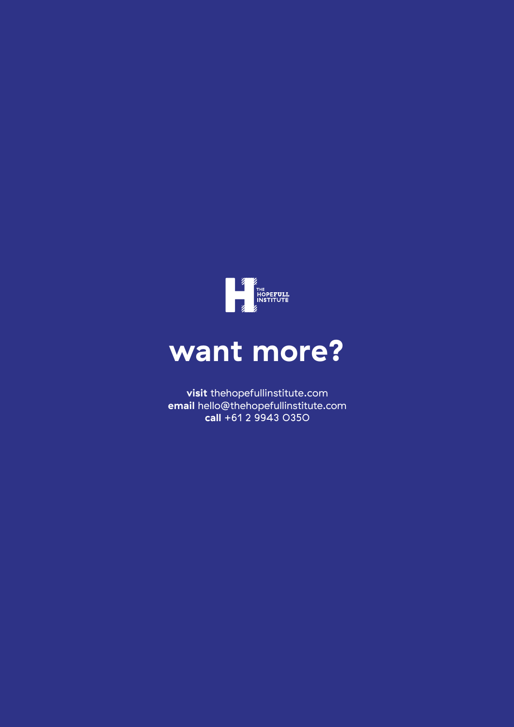THE HOPEFULL INSTITUTE

# want more?

**visit** thehopefullinstitute.com
**email** hello@thehopefullinstitute.com
**call** +61 2 9943 0350